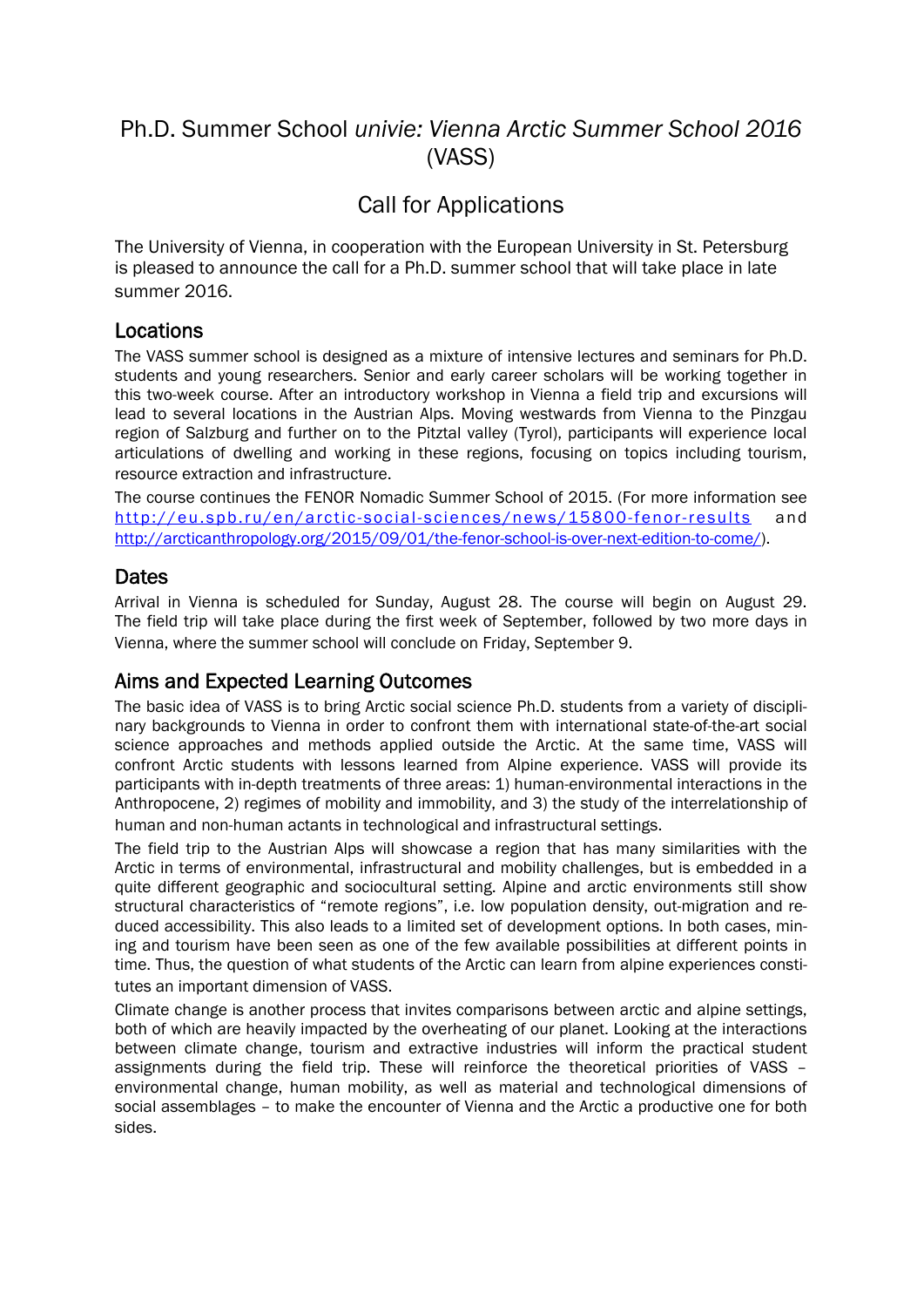# Ph.D. Summer School *univie: Vienna Arctic Summer School 2016* (VASS)

## Call for Applications

The University of Vienna, in cooperation with the European University in St. Petersburg is pleased to announce the call for a Ph.D. summer school that will take place in late summer 2016.

### Locations

The VASS summer school is designed as a mixture of intensive lectures and seminars for Ph.D. students and young researchers. Senior and early career scholars will be working together in this two-week course. After an introductory workshop in Vienna a field trip and excursions will lead to several locations in the Austrian Alps. Moving westwards from Vienna to the Pinzgau region of Salzburg and further on to the Pitztal valley (Tyrol), participants will experience local articulations of dwelling and working in these regions, focusing on topics including tourism, resource extraction and infrastructure.

The course continues the FENOR Nomadic Summer School of 2015. (For more information see http://eu.spb.ru/en/arctic-social-sciences/news/15800-fenor-results and http://arcticanthropology.org/2015/09/01/the-fenor-school-is-over-next-edition-to-come/).

### Dates

Arrival in Vienna is scheduled for Sunday, August 28. The course will begin on August 29. The field trip will take place during the first week of September, followed by two more days in Vienna, where the summer school will conclude on Friday, September 9.

### Aims and Expected Learning Outcomes

The basic idea of VASS is to bring Arctic social science Ph.D. students from a variety of disciplinary backgrounds to Vienna in order to confront them with international state-of-the-art social science approaches and methods applied outside the Arctic. At the same time, VASS will confront Arctic students with lessons learned from Alpine experience. VASS will provide its participants with in-depth treatments of three areas: 1) human-environmental interactions in the Anthropocene, 2) regimes of mobility and immobility, and 3) the study of the interrelationship of human and non-human actants in technological and infrastructural settings.

The field trip to the Austrian Alps will showcase a region that has many similarities with the Arctic in terms of environmental, infrastructural and mobility challenges, but is embedded in a quite different geographic and sociocultural setting. Alpine and arctic environments still show structural characteristics of "remote regions", i.e. low population density, out-migration and reduced accessibility. This also leads to a limited set of development options. In both cases, mining and tourism have been seen as one of the few available possibilities at different points in time. Thus, the question of what students of the Arctic can learn from alpine experiences constitutes an important dimension of VASS.

Climate change is another process that invites comparisons between arctic and alpine settings, both of which are heavily impacted by the overheating of our planet. Looking at the interactions between climate change, tourism and extractive industries will inform the practical student assignments during the field trip. These will reinforce the theoretical priorities of VASS – environmental change, human mobility, as well as material and technological dimensions of social assemblages – to make the encounter of Vienna and the Arctic a productive one for both sides.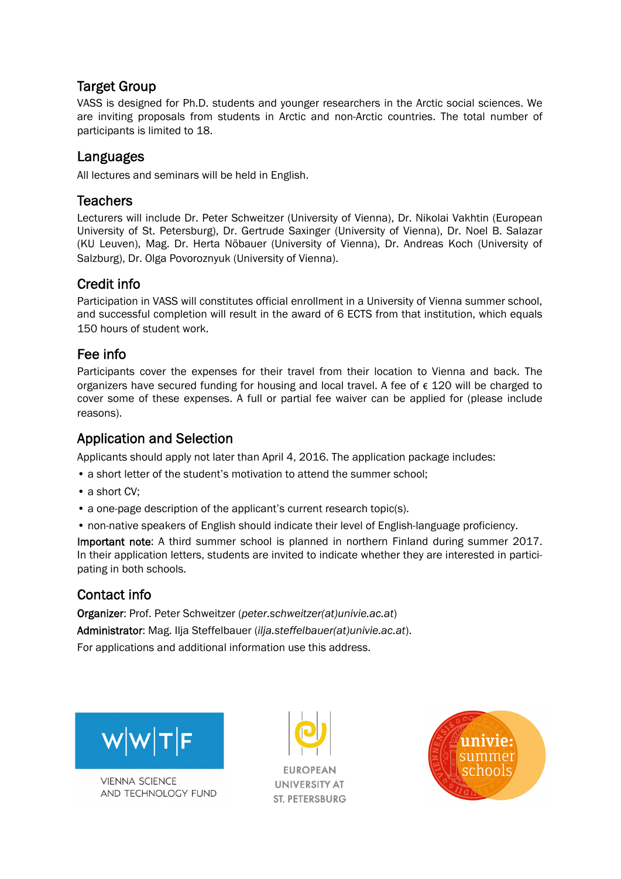## Target Group

VASS is designed for Ph.D. students and younger researchers in the Arctic social sciences. We are inviting proposals from students in Arctic and non-Arctic countries. The total number of participants is limited to 18.

## Languages

All lectures and seminars will be held in English.

## Teachers

Lecturers will include Dr. Peter Schweitzer (University of Vienna), Dr. Nikolai Vakhtin (European University of St. Petersburg), Dr. Gertrude Saxinger (University of Vienna), Dr. Noel B. Salazar (KU Leuven), Mag. Dr. Herta Nöbauer (University of Vienna), Dr. Andreas Koch (University of Salzburg), Dr. Olga Povoroznyuk (University of Vienna).

## Credit info

Participation in VASS will constitutes official enrollment in a University of Vienna summer school, and successful completion will result in the award of 6 ECTS from that institution, which equals 150 hours of student work.

## Fee info

Participants cover the expenses for their travel from their location to Vienna and back. The organizers have secured funding for housing and local travel. A fee of € 120 will be charged to cover some of these expenses. A full or partial fee waiver can be applied for (please include reasons).

## Application and Selection

Applicants should apply not later than April 4, 2016. The application package includes:

- a short letter of the student's motivation to attend the summer school;
- a short CV;
- a one-page description of the applicant's current research topic(s).
- non-native speakers of English should indicate their level of English-language proficiency.

**Important note**: A third summer school is planned in northern Finland during summer 2017. In their application letters, students are invited to indicate whether they are interested in participating in both schools.

## Contact info

**Organizer**: Prof. Peter Schweitzer (*peter.schweitzer(at)univie.ac.at*)

**Administrator**: Mag. Ilja Steffelbauer (*ilja.steffelbauer(at)univie.ac.at*).

For applications and additional information use this address.

WWTF
VIENNA SCIENCE AND TECHNOLOGY FUND

EUROPEAN UNIVERSITY AT ST. PETERSBURG

univie: summer schools